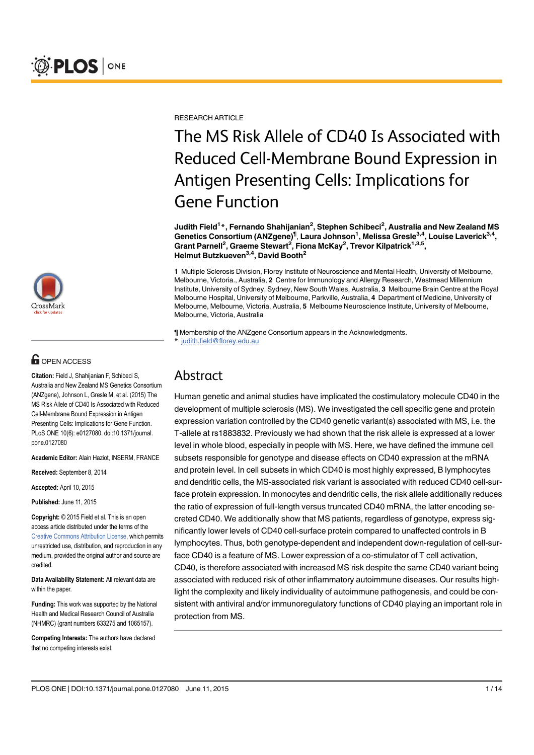RESEARCH ARTICLE

# The MS Risk Allele of CD40 Is Associated with Reduced Cell-Membrane Bound Expression in Antigen Presenting Cells: Implications for Gene Function

**Judith Field[1]*, Fernando Shahijanian[2], Stephen Schibeci[2], Australia and New Zealand MS Genetics Consortium (ANZgene)¶, Laura Johnson[1], Melissa Gresle[3,4], Louise Laverick[3,4], Grant Parnell[2], Graeme Stewart[2], Fiona McKay[2], Trevor Kilpatrick[1,3,5], Helmut Butzkueven[3,4], David Booth[2]**

**1** Multiple Sclerosis Division, Florey Institute of Neuroscience and Mental Health, University of Melbourne, Melbourne, Victoria., Australia, **2** Centre for Immunology and Allergy Research, Westmead Millennium Institute, University of Sydney, Sydney, New South Wales, Australia, **3** Melbourne Brain Centre at the Royal Melbourne Hospital, University of Melbourne, Parkville, Australia, **4** Department of Medicine, University of Melbourne, Melbourne, Victoria, Australia, **5** Melbourne Neuroscience Institute, University of Melbourne, Melbourne, Victoria, Australia

¶ Membership of the ANZgene Consortium appears in the Acknowledgments.
* judith.field@florey.edu.au

OPEN ACCESS

**Citation:** Field J, Shahijanian F, Schibeci S, Australia and New Zealand MS Genetics Consortium (ANZgene), Johnson L, Gresle M, et al. (2015) The MS Risk Allele of CD40 Is Associated with Reduced Cell-Membrane Bound Expression in Antigen Presenting Cells: Implications for Gene Function. PLoS ONE 10(6): e0127080. doi:10.1371/journal.pone.0127080

**Academic Editor:** Alain Haziot, INSERM, FRANCE

**Received:** September 8, 2014

**Accepted:** April 10, 2015

**Published:** June 11, 2015

**Copyright:** © 2015 Field et al. This is an open access article distributed under the terms of the Creative Commons Attribution License, which permits unrestricted use, distribution, and reproduction in any medium, provided the original author and source are credited.

**Data Availability Statement:** All relevant data are within the paper.

**Funding:** This work was supported by the National Health and Medical Research Council of Australia (NHMRC) (grant numbers 633275 and 1065157).

**Competing Interests:** The authors have declared that no competing interests exist.

## Abstract

Human genetic and animal studies have implicated the costimulatory molecule CD40 in the development of multiple sclerosis (MS). We investigated the cell specific gene and protein expression variation controlled by the CD40 genetic variant(s) associated with MS, i.e. the T-allele at rs1883832. Previously we had shown that the risk allele is expressed at a lower level in whole blood, especially in people with MS. Here, we have defined the immune cell subsets responsible for genotype and disease effects on CD40 expression at the mRNA and protein level. In cell subsets in which CD40 is most highly expressed, B lymphocytes and dendritic cells, the MS-associated risk variant is associated with reduced CD40 cell-surface protein expression. In monocytes and dendritic cells, the risk allele additionally reduces the ratio of expression of full-length versus truncated CD40 mRNA, the latter encoding secreted CD40. We additionally show that MS patients, regardless of genotype, express significantly lower levels of CD40 cell-surface protein compared to unaffected controls in B lymphocytes. Thus, both genotype-dependent and independent down-regulation of cell-surface CD40 is a feature of MS. Lower expression of a co-stimulator of T cell activation, CD40, is therefore associated with increased MS risk despite the same CD40 variant being associated with reduced risk of other inflammatory autoimmune diseases. Our results highlight the complexity and likely individuality of autoimmune pathogenesis, and could be consistent with antiviral and/or immunoregulatory functions of CD40 playing an important role in protection from MS.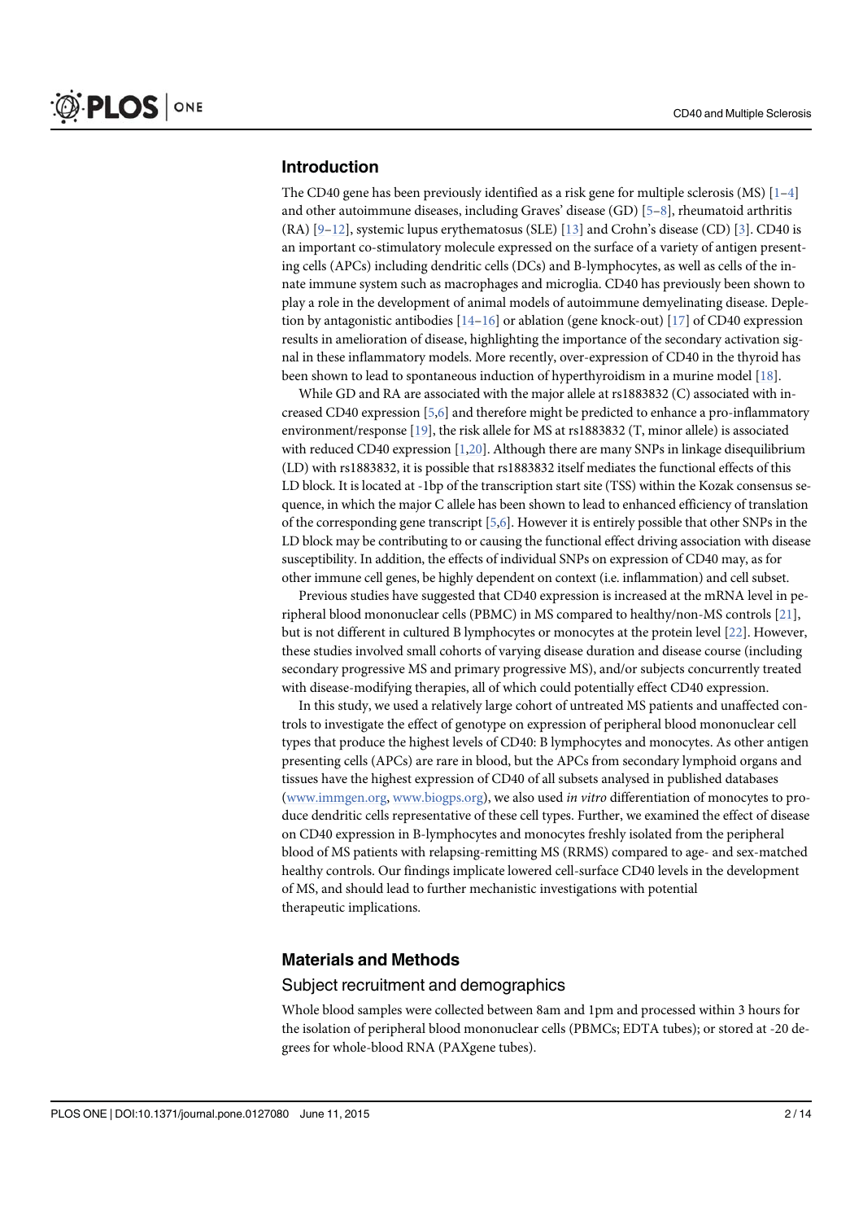## Introduction

The CD40 gene has been previously identified as a risk gene for multiple sclerosis (MS) [1–4] and other autoimmune diseases, including Graves' disease (GD) [5–8], rheumatoid arthritis (RA) [9–12], systemic lupus erythematosus (SLE) [13] and Crohn's disease (CD) [3]. CD40 is an important co-stimulatory molecule expressed on the surface of a variety of antigen presenting cells (APCs) including dendritic cells (DCs) and B-lymphocytes, as well as cells of the innate immune system such as macrophages and microglia. CD40 has previously been shown to play a role in the development of animal models of autoimmune demyelinating disease. Depletion by antagonistic antibodies [14–16] or ablation (gene knock-out) [17] of CD40 expression results in amelioration of disease, highlighting the importance of the secondary activation signal in these inflammatory models. More recently, over-expression of CD40 in the thyroid has been shown to lead to spontaneous induction of hyperthyroidism in a murine model [18].

While GD and RA are associated with the major allele at rs1883832 (C) associated with increased CD40 expression [5,6] and therefore might be predicted to enhance a pro-inflammatory environment/response [19], the risk allele for MS at rs1883832 (T, minor allele) is associated with reduced CD40 expression [1,20]. Although there are many SNPs in linkage disequilibrium (LD) with rs1883832, it is possible that rs1883832 itself mediates the functional effects of this LD block. It is located at -1bp of the transcription start site (TSS) within the Kozak consensus sequence, in which the major C allele has been shown to lead to enhanced efficiency of translation of the corresponding gene transcript [5,6]. However it is entirely possible that other SNPs in the LD block may be contributing to or causing the functional effect driving association with disease susceptibility. In addition, the effects of individual SNPs on expression of CD40 may, as for other immune cell genes, be highly dependent on context (i.e. inflammation) and cell subset.

Previous studies have suggested that CD40 expression is increased at the mRNA level in peripheral blood mononuclear cells (PBMC) in MS compared to healthy/non-MS controls [21], but is not different in cultured B lymphocytes or monocytes at the protein level [22]. However, these studies involved small cohorts of varying disease duration and disease course (including secondary progressive MS and primary progressive MS), and/or subjects concurrently treated with disease-modifying therapies, all of which could potentially effect CD40 expression.

In this study, we used a relatively large cohort of untreated MS patients and unaffected controls to investigate the effect of genotype on expression of peripheral blood mononuclear cell types that produce the highest levels of CD40: B lymphocytes and monocytes. As other antigen presenting cells (APCs) are rare in blood, but the APCs from secondary lymphoid organs and tissues have the highest expression of CD40 of all subsets analysed in published databases (www.immgen.org, www.biogps.org), we also used *in vitro* differentiation of monocytes to produce dendritic cells representative of these cell types. Further, we examined the effect of disease on CD40 expression in B-lymphocytes and monocytes freshly isolated from the peripheral blood of MS patients with relapsing-remitting MS (RRMS) compared to age- and sex-matched healthy controls. Our findings implicate lowered cell-surface CD40 levels in the development of MS, and should lead to further mechanistic investigations with potential therapeutic implications.

## Materials and Methods

### Subject recruitment and demographics

Whole blood samples were collected between 8am and 1pm and processed within 3 hours for the isolation of peripheral blood mononuclear cells (PBMCs; EDTA tubes); or stored at -20 degrees for whole-blood RNA (PAXgene tubes).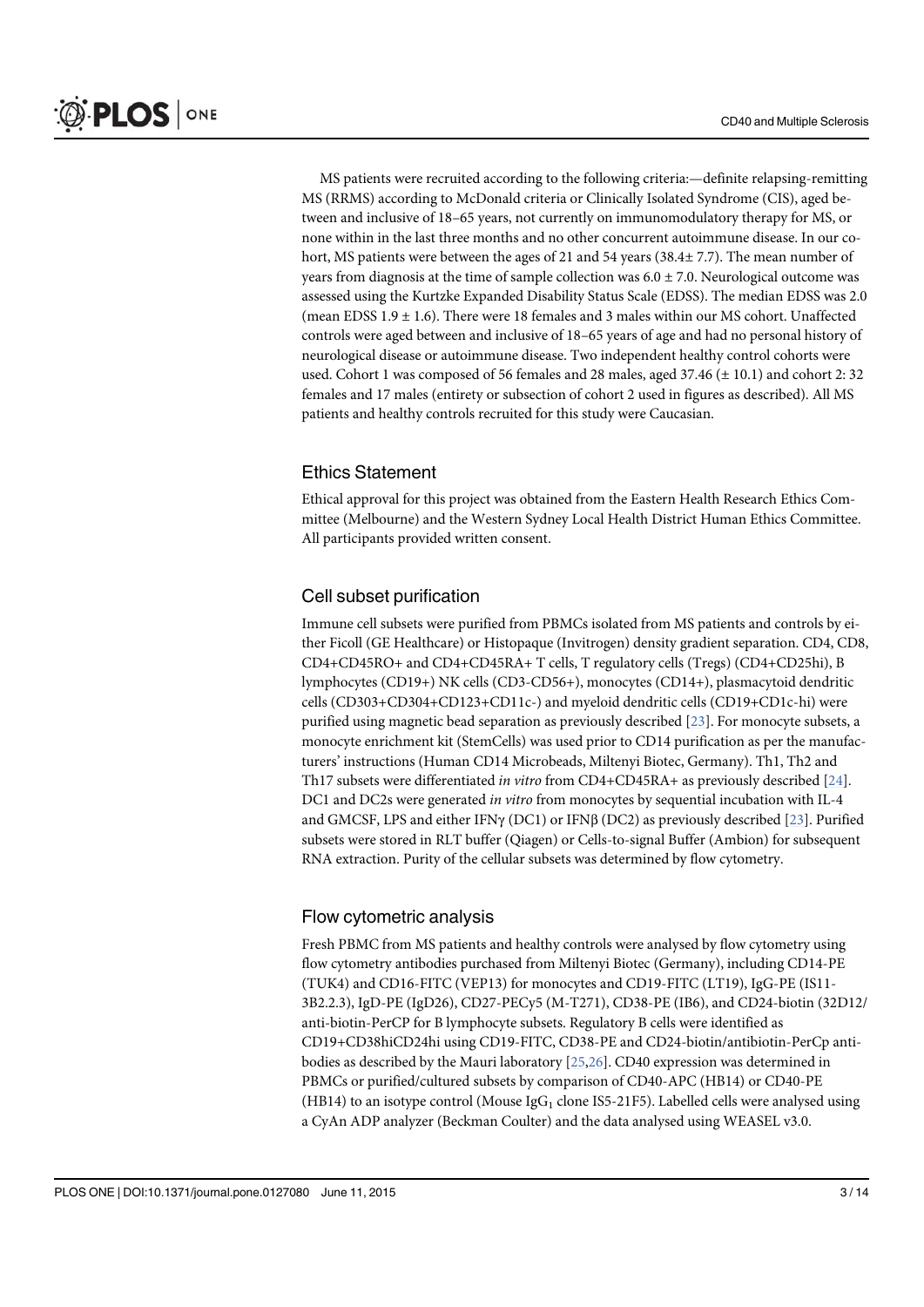MS patients were recruited according to the following criteria:—definite relapsing-remitting MS (RRMS) according to McDonald criteria or Clinically Isolated Syndrome (CIS), aged between and inclusive of 18–65 years, not currently on immunomodulatory therapy for MS, or none within in the last three months and no other concurrent autoimmune disease. In our cohort, MS patients were between the ages of 21 and 54 years (38.4± 7.7). The mean number of years from diagnosis at the time of sample collection was 6.0 ± 7.0. Neurological outcome was assessed using the Kurtzke Expanded Disability Status Scale (EDSS). The median EDSS was 2.0 (mean EDSS 1.9 ± 1.6). There were 18 females and 3 males within our MS cohort. Unaffected controls were aged between and inclusive of 18–65 years of age and had no personal history of neurological disease or autoimmune disease. Two independent healthy control cohorts were used. Cohort 1 was composed of 56 females and 28 males, aged 37.46 (± 10.1) and cohort 2: 32 females and 17 males (entirety or subsection of cohort 2 used in figures as described). All MS patients and healthy controls recruited for this study were Caucasian.

## Ethics Statement

Ethical approval for this project was obtained from the Eastern Health Research Ethics Committee (Melbourne) and the Western Sydney Local Health District Human Ethics Committee. All participants provided written consent.

## Cell subset purification

Immune cell subsets were purified from PBMCs isolated from MS patients and controls by either Ficoll (GE Healthcare) or Histopaque (Invitrogen) density gradient separation. CD4, CD8, CD4+CD45RO+ and CD4+CD45RA+ T cells, T regulatory cells (Tregs) (CD4+CD25hi), B lymphocytes (CD19+) NK cells (CD3-CD56+), monocytes (CD14+), plasmacytoid dendritic cells (CD303+CD304+CD123+CD11c-) and myeloid dendritic cells (CD19+CD1c-hi) were purified using magnetic bead separation as previously described [23]. For monocyte subsets, a monocyte enrichment kit (StemCells) was used prior to CD14 purification as per the manufacturers' instructions (Human CD14 Microbeads, Miltenyi Biotec, Germany). Th1, Th2 and Th17 subsets were differentiated *in vitro* from CD4+CD45RA+ as previously described [24]. DC1 and DC2s were generated *in vitro* from monocytes by sequential incubation with IL-4 and GMCSF, LPS and either IFNγ (DC1) or IFNβ (DC2) as previously described [23]. Purified subsets were stored in RLT buffer (Qiagen) or Cells-to-signal Buffer (Ambion) for subsequent RNA extraction. Purity of the cellular subsets was determined by flow cytometry.

## Flow cytometric analysis

Fresh PBMC from MS patients and healthy controls were analysed by flow cytometry using flow cytometry antibodies purchased from Miltenyi Biotec (Germany), including CD14-PE (TUK4) and CD16-FITC (VEP13) for monocytes and CD19-FITC (LT19), IgG-PE (IS11-3B2.2.3), IgD-PE (IgD26), CD27-PECy5 (M-T271), CD38-PE (IB6), and CD24-biotin (32D12/anti-biotin-PerCP for B lymphocyte subsets. Regulatory B cells were identified as CD19+CD38hiCD24hi using CD19-FITC, CD38-PE and CD24-biotin/antibiotin-PerCp antibodies as described by the Mauri laboratory [25,26]. CD40 expression was determined in PBMCs or purified/cultured subsets by comparison of CD40-APC (HB14) or CD40-PE (HB14) to an isotype control (Mouse $IgG_1$ clone IS5-21F5). Labelled cells were analysed using a CyAn ADP analyzer (Beckman Coulter) and the data analysed using WEASEL v3.0.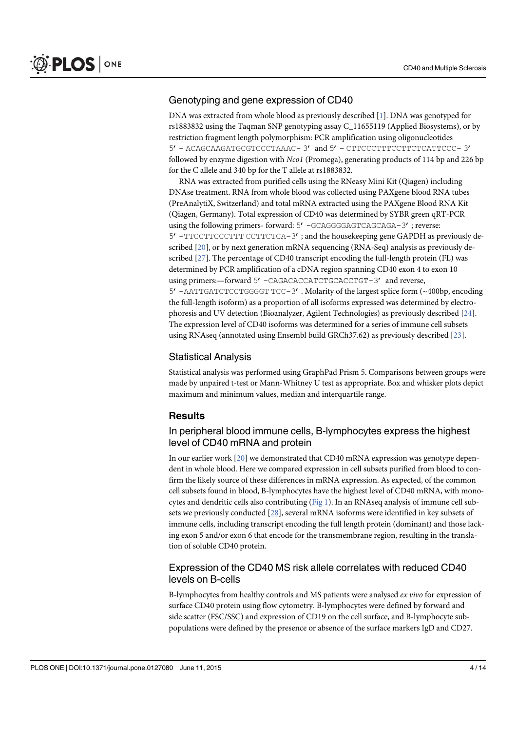## Genotyping and gene expression of CD40

DNA was extracted from whole blood as previously described [1]. DNA was genotyped for rs1883832 using the Taqman SNP genotyping assay C_11655119 (Applied Biosystems), or by restriction fragment length polymorphism: PCR amplification using oligonucleotides 5′ - ACAGCAAGATGCGTCCCTAAAC- 3′ and 5′ - CTTCCCTTTCCTTCTCATTCCC- 3′ followed by enzyme digestion with *Nco1* (Promega), generating products of 114 bp and 226 bp for the C allele and 340 bp for the T allele at rs1883832.

RNA was extracted from purified cells using the RNeasy Mini Kit (Qiagen) including DNAse treatment. RNA from whole blood was collected using PAXgene blood RNA tubes (PreAnalytiX, Switzerland) and total mRNA extracted using the PAXgene Blood RNA Kit (Qiagen, Germany). Total expression of CD40 was determined by SYBR green qRT-PCR using the following primers- forward: 5′ -GCAGGGGAGTCAGCAGA-3′ ; reverse: 5′ -TTCCTTCCCTTT CCTTCTCA-3′ ; and the housekeeping gene GAPDH as previously described [20], or by next generation mRNA sequencing (RNA-Seq) analysis as previously described [27]. The percentage of CD40 transcript encoding the full-length protein (FL) was determined by PCR amplification of a cDNA region spanning CD40 exon 4 to exon 10 using primers:—forward 5′ -CAGACACCATCTGCACCTGT-3′ and reverse, 5′ -AATTGATCTCCTGGGGT TCC-3′ . Molarity of the largest splice form (~400bp, encoding the full-length isoform) as a proportion of all isoforms expressed was determined by electrophoresis and UV detection (Bioanalyzer, Agilent Technologies) as previously described [24]. The expression level of CD40 isoforms was determined for a series of immune cell subsets using RNAseq (annotated using Ensembl build GRCh37.62) as previously described [23].

## Statistical Analysis

Statistical analysis was performed using GraphPad Prism 5. Comparisons between groups were made by unpaired t-test or Mann-Whitney U test as appropriate. Box and whisker plots depict maximum and minimum values, median and interquartile range.

# Results

## In peripheral blood immune cells, B-lymphocytes express the highest level of CD40 mRNA and protein

In our earlier work [20] we demonstrated that CD40 mRNA expression was genotype dependent in whole blood. Here we compared expression in cell subsets purified from blood to confirm the likely source of these differences in mRNA expression. As expected, of the common cell subsets found in blood, B-lymphocytes have the highest level of CD40 mRNA, with monocytes and dendritic cells also contributing (Fig 1). In an RNAseq analysis of immune cell subsets we previously conducted [28], several mRNA isoforms were identified in key subsets of immune cells, including transcript encoding the full length protein (dominant) and those lacking exon 5 and/or exon 6 that encode for the transmembrane region, resulting in the translation of soluble CD40 protein.

## Expression of the CD40 MS risk allele correlates with reduced CD40 levels on B-cells

B-lymphocytes from healthy controls and MS patients were analysed *ex vivo* for expression of surface CD40 protein using flow cytometry. B-lymphocytes were defined by forward and side scatter (FSC/SSC) and expression of CD19 on the cell surface, and B-lymphocyte subpopulations were defined by the presence or absence of the surface markers IgD and CD27.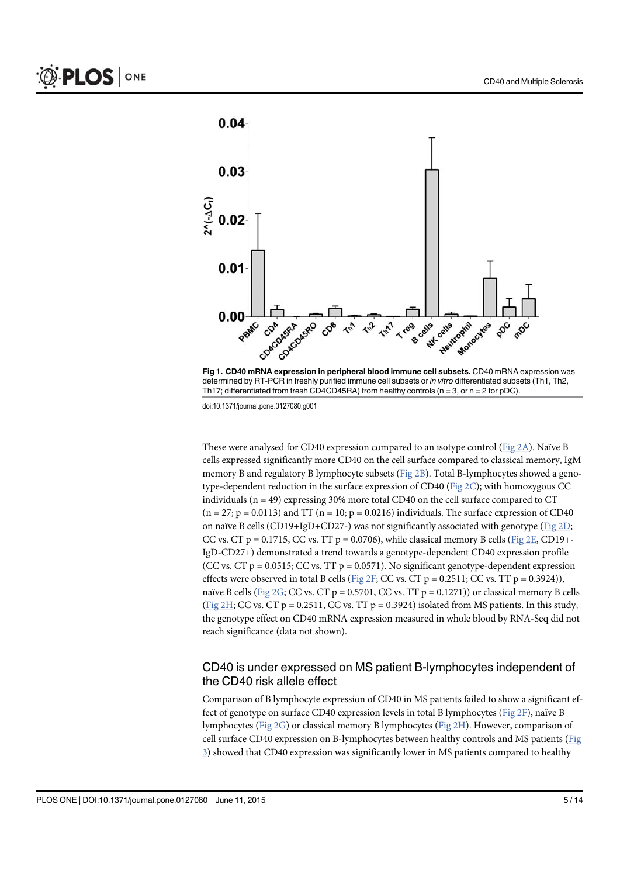Fig 1. CD40 mRNA expression in peripheral blood immune cell subsets. CD40 mRNA expression was determined by RT-PCR in freshly purified immune cell subsets or *in vitro* differentiated subsets (Th1, Th2, Th17; differentiated from fresh CD4CD45RA) from healthy controls (n = 3, or n = 2 for pDC).

doi:10.1371/journal.pone.0127080.g001

These were analysed for CD40 expression compared to an isotype control (Fig 2A). Naïve B cells expressed significantly more CD40 on the cell surface compared to classical memory, IgM memory B and regulatory B lymphocyte subsets (Fig 2B). Total B-lymphocytes showed a genotype-dependent reduction in the surface expression of CD40 (Fig 2C); with homozygous CC individuals (n = 49) expressing 30% more total CD40 on the cell surface compared to CT (n = 27; p = 0.0113) and TT (n = 10; p = 0.0216) individuals. The surface expression of CD40 on naïve B cells (CD19+IgD+CD27-) was not significantly associated with genotype (Fig 2D; CC vs. CT p = 0.1715, CC vs. TT p = 0.0706), while classical memory B cells (Fig 2E, CD19+-IgD-CD27+) demonstrated a trend towards a genotype-dependent CD40 expression profile (CC vs. CT p = 0.0515; CC vs. TT p = 0.0571). No significant genotype-dependent expression effects were observed in total B cells (Fig 2F; CC vs. CT p = 0.2511; CC vs. TT p = 0.3924)), naïve B cells (Fig 2G; CC vs. CT p = 0.5701, CC vs. TT p = 0.1271)) or classical memory B cells (Fig 2H; CC vs. CT p = 0.2511, CC vs. TT p = 0.3924) isolated from MS patients. In this study, the genotype effect on CD40 mRNA expression measured in whole blood by RNA-Seq did not reach significance (data not shown).

## CD40 is under expressed on MS patient B-lymphocytes independent of the CD40 risk allele effect

Comparison of B lymphocyte expression of CD40 in MS patients failed to show a significant effect of genotype on surface CD40 expression levels in total B lymphocytes (Fig 2F), naïve B lymphocytes (Fig 2G) or classical memory B lymphocytes (Fig 2H). However, comparison of cell surface CD40 expression on B-lymphocytes between healthy controls and MS patients (Fig 3) showed that CD40 expression was significantly lower in MS patients compared to healthy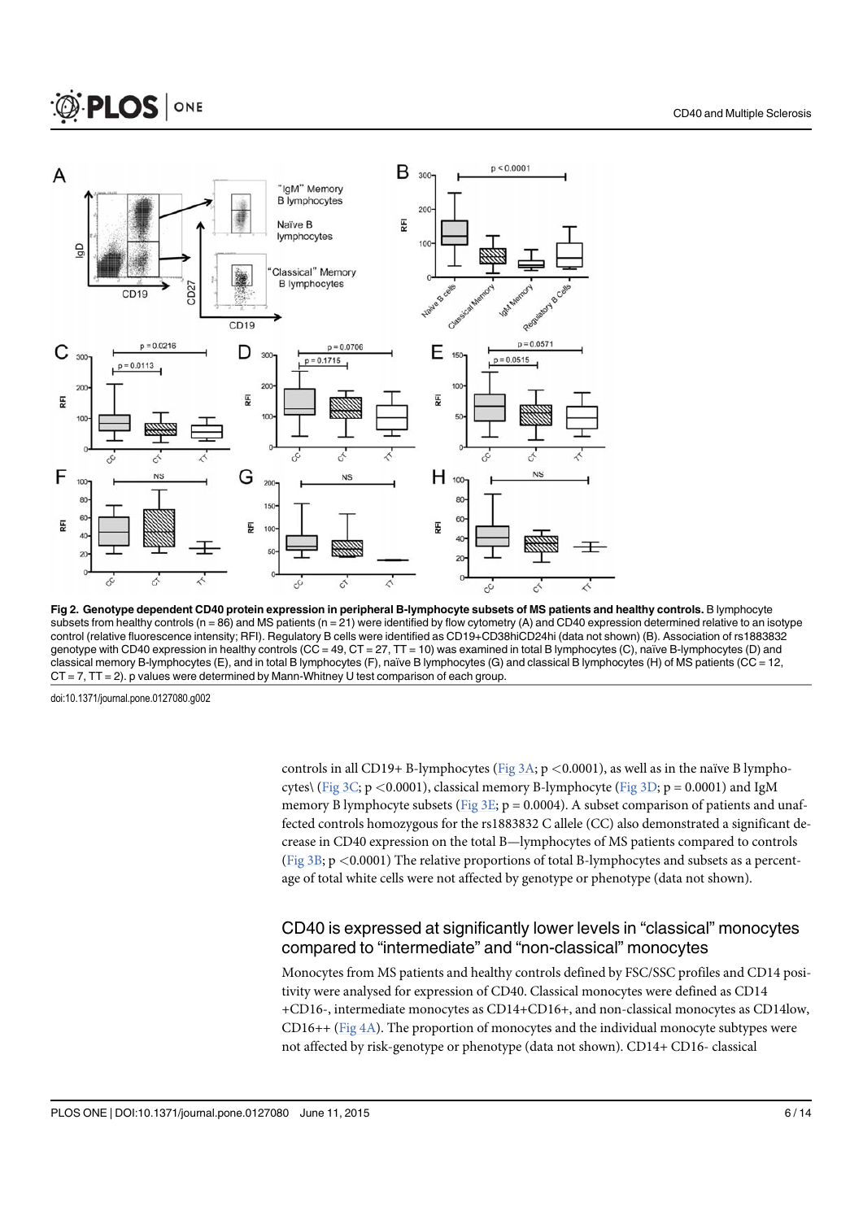**Fig 2. Genotype dependent CD40 protein expression in peripheral B-lymphocyte subsets of MS patients and healthy controls.** B lymphocyte subsets from healthy controls (n = 86) and MS patients (n = 21) were identified by flow cytometry (A) and CD40 expression determined relative to an isotype control (relative fluorescence intensity; RFI). Regulatory B cells were identified as CD19+CD38hiCD24hi (data not shown) (B). Association of rs1883832 genotype with CD40 expression in healthy controls (CC = 49, CT = 27, TT = 10) was examined in total B lymphocytes (C), naïve B-lymphocytes (D) and classical memory B-lymphocytes (E), and in total B lymphocytes (F), naïve B lymphocytes (G) and classical B lymphocytes (H) of MS patients (CC = 12, CT = 7, TT = 2). p values were determined by Mann-Whitney U test comparison of each group.

doi:10.1371/journal.pone.0127080.g002

controls in all CD19+ B-lymphocytes (Fig 3A; p <0.0001), as well as in the naïve B lymphocytes\ (Fig 3C; p <0.0001), classical memory B-lymphocyte (Fig 3D; p = 0.0001) and IgM memory B lymphocyte subsets (Fig 3E; p = 0.0004). A subset comparison of patients and unaffected controls homozygous for the rs1883832 C allele (CC) also demonstrated a significant decrease in CD40 expression on the total B—lymphocytes of MS patients compared to controls (Fig 3B; p <0.0001) The relative proportions of total B-lymphocytes and subsets as a percentage of total white cells were not affected by genotype or phenotype (data not shown).

## CD40 is expressed at significantly lower levels in "classical" monocytes compared to "intermediate" and "non-classical" monocytes

Monocytes from MS patients and healthy controls defined by FSC/SSC profiles and CD14 positivity were analysed for expression of CD40. Classical monocytes were defined as CD14+CD16-, intermediate monocytes as CD14+CD16+, and non-classical monocytes as CD14low, CD16++ (Fig 4A). The proportion of monocytes and the individual monocyte subtypes were not affected by risk-genotype or phenotype (data not shown). CD14+ CD16- classical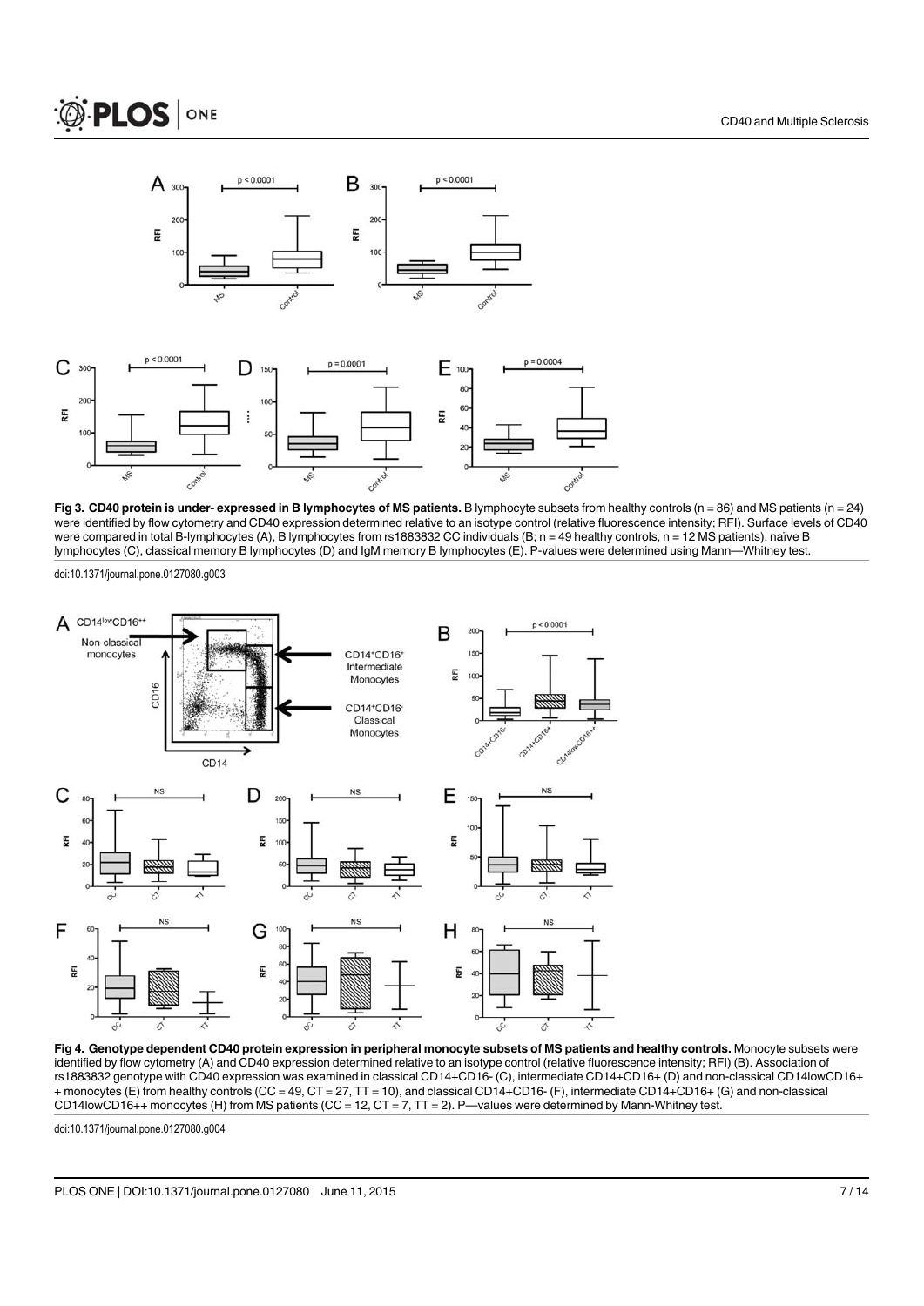**Fig 3. CD40 protein is under- expressed in B lymphocytes of MS patients.** B lymphocyte subsets from healthy controls (n = 86) and MS patients (n = 24) were identified by flow cytometry and CD40 expression determined relative to an isotype control (relative fluorescence intensity; RFI). Surface levels of CD40 were compared in total B-lymphocytes (A), B lymphocytes from rs1883832 CC individuals (B; n = 49 healthy controls, n = 12 MS patients), naïve B lymphocytes (C), classical memory B lymphocytes (D) and IgM memory B lymphocytes (E). P-values were determined using Mann—Whitney test.

doi:10.1371/journal.pone.0127080.g003

**Fig 4. Genotype dependent CD40 protein expression in peripheral monocyte subsets of MS patients and healthy controls.** Monocyte subsets were identified by flow cytometry (A) and CD40 expression determined relative to an isotype control (relative fluorescence intensity; RFI) (B). Association of rs1883832 genotype with CD40 expression was examined in classical CD14+CD16- (C), intermediate CD14+CD16+ (D) and non-classical CD14lowCD16++ monocytes (E) from healthy controls (CC = 49, CT = 27, TT = 10), and classical CD14+CD16- (F), intermediate CD14+CD16+ (G) and non-classical CD14lowCD16++ monocytes (H) from MS patients (CC = 12, CT = 7, TT = 2). P—values were determined by Mann-Whitney test.

doi:10.1371/journal.pone.0127080.g004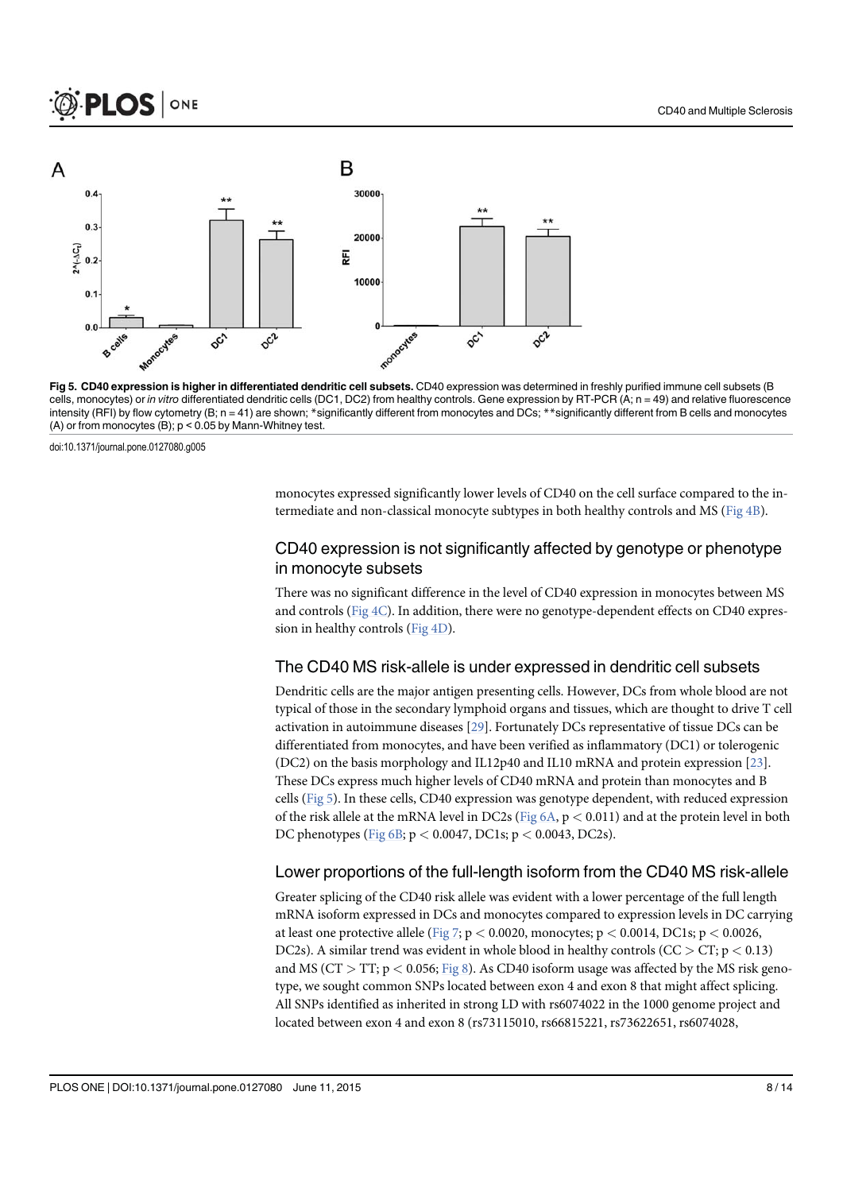Fig 5. **CD40 expression is higher in differentiated dendritic cell subsets.** CD40 expression was determined in freshly purified immune cell subsets (B cells, monocytes) or *in vitro* differentiated dendritic cells (DC1, DC2) from healthy controls. Gene expression by RT-PCR (A; n = 49) and relative fluorescence intensity (RFI) by flow cytometry (B; n = 41) are shown; *significantly different from monocytes and DCs; **significantly different from B cells and monocytes (A) or from monocytes (B); p < 0.05 by Mann-Whitney test.

doi:10.1371/journal.pone.0127080.g005

monocytes expressed significantly lower levels of CD40 on the cell surface compared to the intermediate and non-classical monocyte subtypes in both healthy controls and MS (Fig 4B).

## CD40 expression is not significantly affected by genotype or phenotype in monocyte subsets

There was no significant difference in the level of CD40 expression in monocytes between MS and controls (Fig 4C). In addition, there were no genotype-dependent effects on CD40 expression in healthy controls (Fig 4D).

## The CD40 MS risk-allele is under expressed in dendritic cell subsets

Dendritic cells are the major antigen presenting cells. However, DCs from whole blood are not typical of those in the secondary lymphoid organs and tissues, which are thought to drive T cell activation in autoimmune diseases [29]. Fortunately DCs representative of tissue DCs can be differentiated from monocytes, and have been verified as inflammatory (DC1) or tolerogenic (DC2) on the basis morphology and IL12p40 and IL10 mRNA and protein expression [23]. These DCs express much higher levels of CD40 mRNA and protein than monocytes and B cells (Fig 5). In these cells, CD40 expression was genotype dependent, with reduced expression of the risk allele at the mRNA level in DC2s (Fig 6A, $p < 0.011$) and at the protein level in both DC phenotypes (Fig 6B; $p < 0.0047$, DC1s; $p < 0.0043$, DC2s).

## Lower proportions of the full-length isoform from the CD40 MS risk-allele

Greater splicing of the CD40 risk allele was evident with a lower percentage of the full length mRNA isoform expressed in DCs and monocytes compared to expression levels in DC carrying at least one protective allele (Fig 7; $p < 0.0020$, monocytes; $p < 0.0014$, DC1s; $p < 0.0026$, DC2s). A similar trend was evident in whole blood in healthy controls (CC > CT; $p < 0.13$) and MS (CT > TT; $p < 0.056$; Fig 8). As CD40 isoform usage was affected by the MS risk genotype, we sought common SNPs located between exon 4 and exon 8 that might affect splicing. All SNPs identified as inherited in strong LD with rs6074022 in the 1000 genome project and located between exon 4 and exon 8 (rs73115010, rs66815221, rs73622651, rs6074028,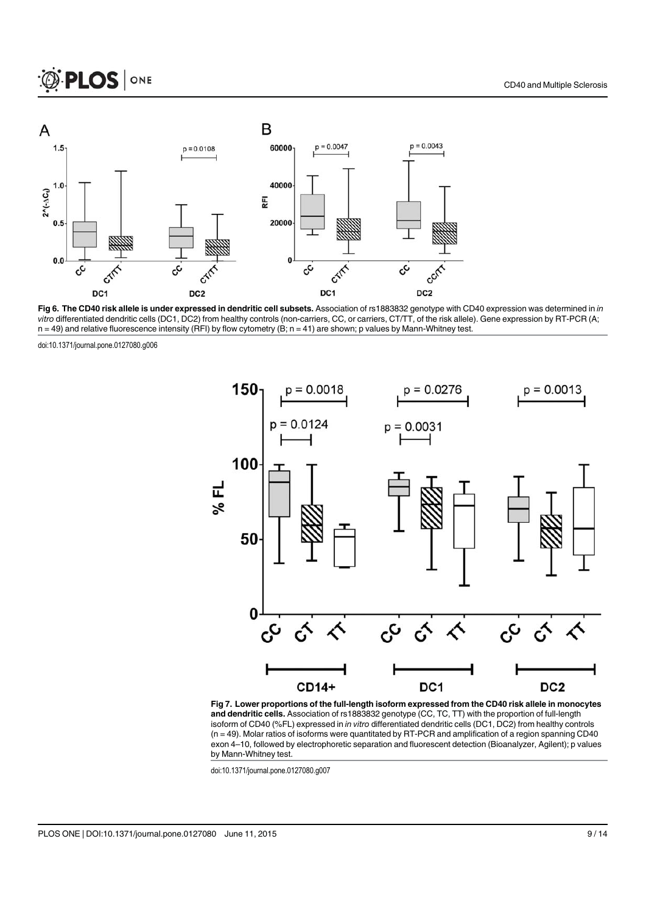**Fig 6. The CD40 risk allele is under expressed in dendritic cell subsets.** Association of rs1883832 genotype with CD40 expression was determined in *in vitro* differentiated dendritic cells (DC1, DC2) from healthy controls (non-carriers, CC, or carriers, CT/TT, of the risk allele). Gene expression by RT-PCR (A; n = 49) and relative fluorescence intensity (RFI) by flow cytometry (B; n = 41) are shown; p values by Mann-Whitney test.

doi:10.1371/journal.pone.0127080.g006

**Fig 7. Lower proportions of the full-length isoform expressed from the CD40 risk allele in monocytes and dendritic cells.** Association of rs1883832 genotype (CC, TC, TT) with the proportion of full-length isoform of CD40 (%FL) expressed in *in vitro* differentiated dendritic cells (DC1, DC2) from healthy controls (n = 49). Molar ratios of isoforms were quantitated by RT-PCR and amplification of a region spanning CD40 exon 4–10, followed by electrophoretic separation and fluorescent detection (Bioanalyzer, Agilent); p values by Mann-Whitney test.

doi:10.1371/journal.pone.0127080.g007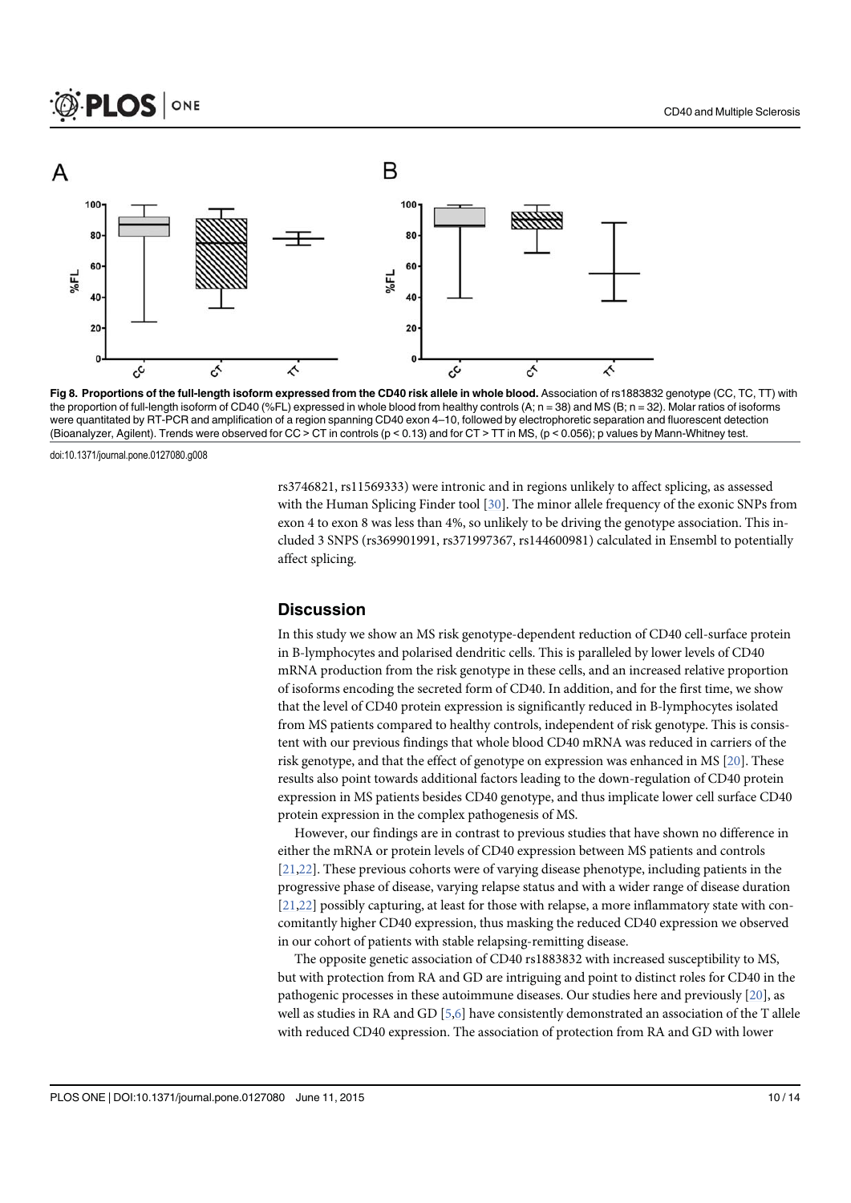Fig 8. Proportions of the full-length isoform expressed from the CD40 risk allele in whole blood. Association of rs1883832 genotype (CC, TC, TT) with the proportion of full-length isoform of CD40 (%FL) expressed in whole blood from healthy controls (A; n = 38) and MS (B; n = 32). Molar ratios of isoforms were quantitated by RT-PCR and amplification of a region spanning CD40 exon 4–10, followed by electrophoretic separation and fluorescent detection (Bioanalyzer, Agilent). Trends were observed for CC > CT in controls ($p < 0.13$) and for CT > TT in MS, ($p < 0.056$); p values by Mann-Whitney test.

doi:10.1371/journal.pone.0127080.g008

rs3746821, rs11569333) were intronic and in regions unlikely to affect splicing, as assessed with the Human Splicing Finder tool [30]. The minor allele frequency of the exonic SNPs from exon 4 to exon 8 was less than 4%, so unlikely to be driving the genotype association. This included 3 SNPS (rs369901991, rs371997367, rs144600981) calculated in Ensembl to potentially affect splicing.

## Discussion

In this study we show an MS risk genotype-dependent reduction of CD40 cell-surface protein in B-lymphocytes and polarised dendritic cells. This is paralleled by lower levels of CD40 mRNA production from the risk genotype in these cells, and an increased relative proportion of isoforms encoding the secreted form of CD40. In addition, and for the first time, we show that the level of CD40 protein expression is significantly reduced in B-lymphocytes isolated from MS patients compared to healthy controls, independent of risk genotype. This is consistent with our previous findings that whole blood CD40 mRNA was reduced in carriers of the risk genotype, and that the effect of genotype on expression was enhanced in MS [20]. These results also point towards additional factors leading to the down-regulation of CD40 protein expression in MS patients besides CD40 genotype, and thus implicate lower cell surface CD40 protein expression in the complex pathogenesis of MS.

However, our findings are in contrast to previous studies that have shown no difference in either the mRNA or protein levels of CD40 expression between MS patients and controls [21,22]. These previous cohorts were of varying disease phenotype, including patients in the progressive phase of disease, varying relapse status and with a wider range of disease duration [21,22] possibly capturing, at least for those with relapse, a more inflammatory state with concomitantly higher CD40 expression, thus masking the reduced CD40 expression we observed in our cohort of patients with stable relapsing-remitting disease.

The opposite genetic association of CD40 rs1883832 with increased susceptibility to MS, but with protection from RA and GD are intriguing and point to distinct roles for CD40 in the pathogenic processes in these autoimmune diseases. Our studies here and previously [20], as well as studies in RA and GD [5,6] have consistently demonstrated an association of the T allele with reduced CD40 expression. The association of protection from RA and GD with lower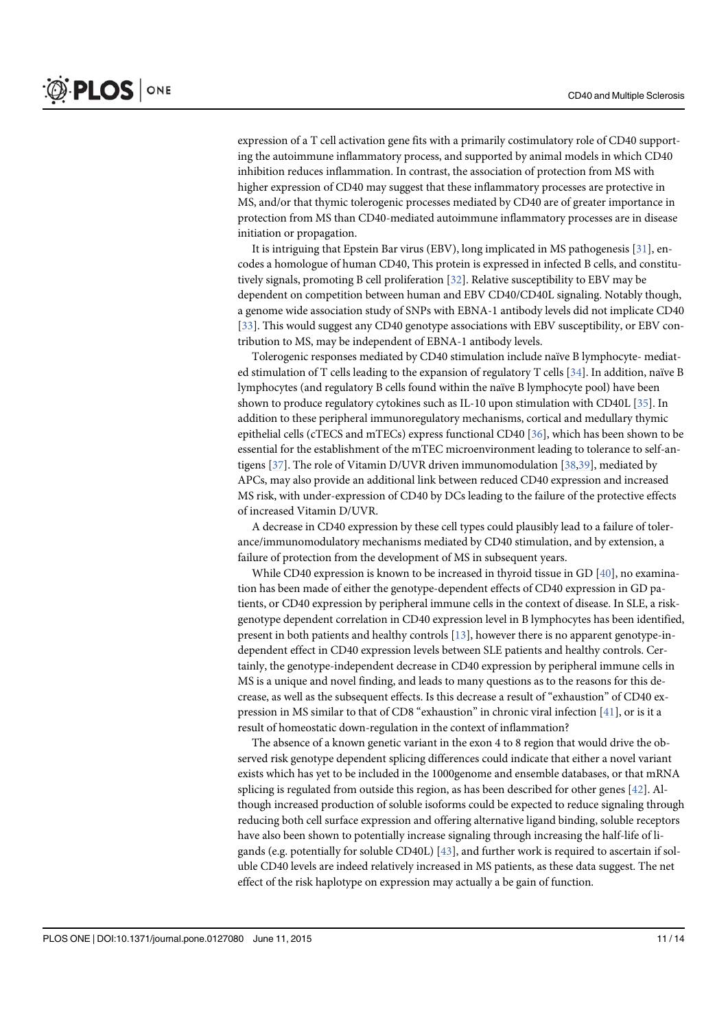expression of a T cell activation gene fits with a primarily costimulatory role of CD40 supporting the autoimmune inflammatory process, and supported by animal models in which CD40 inhibition reduces inflammation. In contrast, the association of protection from MS with higher expression of CD40 may suggest that these inflammatory processes are protective in MS, and/or that thymic tolerogenic processes mediated by CD40 are of greater importance in protection from MS than CD40-mediated autoimmune inflammatory processes are in disease initiation or propagation.

It is intriguing that Epstein Bar virus (EBV), long implicated in MS pathogenesis [31], encodes a homologue of human CD40, This protein is expressed in infected B cells, and constitutively signals, promoting B cell proliferation [32]. Relative susceptibility to EBV may be dependent on competition between human and EBV CD40/CD40L signaling. Notably though, a genome wide association study of SNPs with EBNA-1 antibody levels did not implicate CD40 [33]. This would suggest any CD40 genotype associations with EBV susceptibility, or EBV contribution to MS, may be independent of EBNA-1 antibody levels.

Tolerogenic responses mediated by CD40 stimulation include naïve B lymphocyte- mediated stimulation of T cells leading to the expansion of regulatory T cells [34]. In addition, naïve B lymphocytes (and regulatory B cells found within the naïve B lymphocyte pool) have been shown to produce regulatory cytokines such as IL-10 upon stimulation with CD40L [35]. In addition to these peripheral immunoregulatory mechanisms, cortical and medullary thymic epithelial cells (cTECS and mTECs) express functional CD40 [36], which has been shown to be essential for the establishment of the mTEC microenvironment leading to tolerance to self-antigens [37]. The role of Vitamin D/UVR driven immunomodulation [38,39], mediated by APCs, may also provide an additional link between reduced CD40 expression and increased MS risk, with under-expression of CD40 by DCs leading to the failure of the protective effects of increased Vitamin D/UVR.

A decrease in CD40 expression by these cell types could plausibly lead to a failure of tolerance/immunomodulatory mechanisms mediated by CD40 stimulation, and by extension, a failure of protection from the development of MS in subsequent years.

While CD40 expression is known to be increased in thyroid tissue in GD [40], no examination has been made of either the genotype-dependent effects of CD40 expression in GD patients, or CD40 expression by peripheral immune cells in the context of disease. In SLE, a risk-genotype dependent correlation in CD40 expression level in B lymphocytes has been identified, present in both patients and healthy controls [13], however there is no apparent genotype-independent effect in CD40 expression levels between SLE patients and healthy controls. Certainly, the genotype-independent decrease in CD40 expression by peripheral immune cells in MS is a unique and novel finding, and leads to many questions as to the reasons for this decrease, as well as the subsequent effects. Is this decrease a result of "exhaustion" of CD40 expression in MS similar to that of CD8 "exhaustion" in chronic viral infection [41], or is it a result of homeostatic down-regulation in the context of inflammation?

The absence of a known genetic variant in the exon 4 to 8 region that would drive the observed risk genotype dependent splicing differences could indicate that either a novel variant exists which has yet to be included in the 1000genome and ensemble databases, or that mRNA splicing is regulated from outside this region, as has been described for other genes [42]. Although increased production of soluble isoforms could be expected to reduce signaling through reducing both cell surface expression and offering alternative ligand binding, soluble receptors have also been shown to potentially increase signaling through increasing the half-life of ligands (e.g. potentially for soluble CD40L) [43], and further work is required to ascertain if soluble CD40 levels are indeed relatively increased in MS patients, as these data suggest. The net effect of the risk haplotype on expression may actually a be gain of function.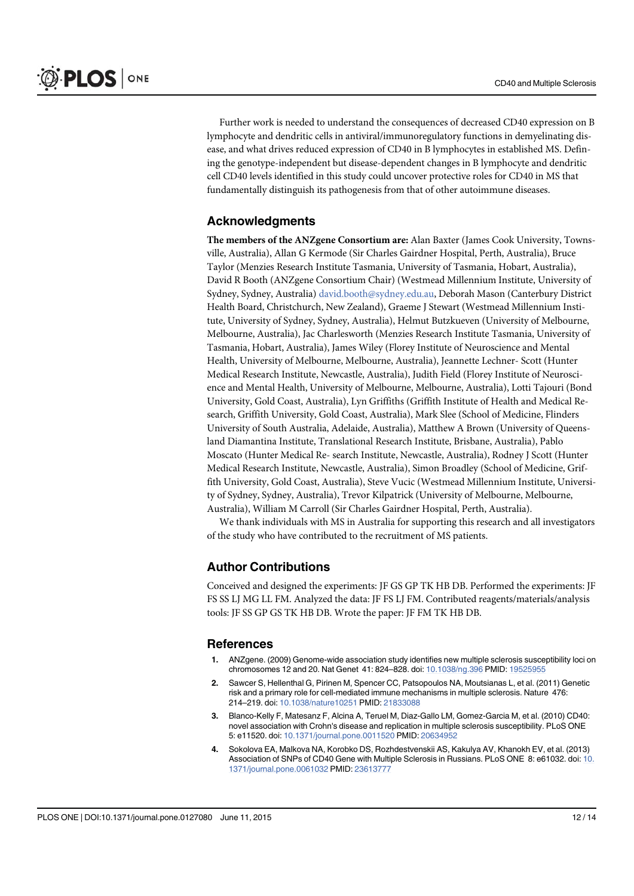Further work is needed to understand the consequences of decreased CD40 expression on B lymphocyte and dendritic cells in antiviral/immunoregulatory functions in demyelinating disease, and what drives reduced expression of CD40 in B lymphocytes in established MS. Defining the genotype-independent but disease-dependent changes in B lymphocyte and dendritic cell CD40 levels identified in this study could uncover protective roles for CD40 in MS that fundamentally distinguish its pathogenesis from that of other autoimmune diseases.

## Acknowledgments

**The members of the ANZgene Consortium are:** Alan Baxter (James Cook University, Townsville, Australia), Allan G Kermode (Sir Charles Gairdner Hospital, Perth, Australia), Bruce Taylor (Menzies Research Institute Tasmania, University of Tasmania, Hobart, Australia), David R Booth (ANZgene Consortium Chair) (Westmead Millennium Institute, University of Sydney, Sydney, Australia) david.booth@sydney.edu.au, Deborah Mason (Canterbury District Health Board, Christchurch, New Zealand), Graeme J Stewart (Westmead Millennium Institute, University of Sydney, Sydney, Australia), Helmut Butzkueven (University of Melbourne, Melbourne, Australia), Jac Charlesworth (Menzies Research Institute Tasmania, University of Tasmania, Hobart, Australia), James Wiley (Florey Institute of Neuroscience and Mental Health, University of Melbourne, Melbourne, Australia), Jeannette Lechner- Scott (Hunter Medical Research Institute, Newcastle, Australia), Judith Field (Florey Institute of Neuroscience and Mental Health, University of Melbourne, Melbourne, Australia), Lotti Tajouri (Bond University, Gold Coast, Australia), Lyn Griffiths (Griffith Institute of Health and Medical Research, Griffith University, Gold Coast, Australia), Mark Slee (School of Medicine, Flinders University of South Australia, Adelaide, Australia), Matthew A Brown (University of Queensland Diamantina Institute, Translational Research Institute, Brisbane, Australia), Pablo Moscato (Hunter Medical Re- search Institute, Newcastle, Australia), Rodney J Scott (Hunter Medical Research Institute, Newcastle, Australia), Simon Broadley (School of Medicine, Griffith University, Gold Coast, Australia), Steve Vucic (Westmead Millennium Institute, University of Sydney, Sydney, Australia), Trevor Kilpatrick (University of Melbourne, Melbourne, Australia), William M Carroll (Sir Charles Gairdner Hospital, Perth, Australia).

We thank individuals with MS in Australia for supporting this research and all investigators of the study who have contributed to the recruitment of MS patients.

## Author Contributions

Conceived and designed the experiments: JF GS GP TK HB DB. Performed the experiments: JF FS SS LJ MG LL FM. Analyzed the data: JF FS LJ FM. Contributed reagents/materials/analysis tools: JF SS GP GS TK HB DB. Wrote the paper: JF FM TK HB DB.

## References

1. ANZgene. (2009) Genome-wide association study identifies new multiple sclerosis susceptibility loci on chromosomes 12 and 20. Nat Genet 41: 824–828. doi: 10.1038/ng.396 PMID: 19525955
2. Sawcer S, Hellenthal G, Pirinen M, Spencer CC, Patsopoulos NA, Moutsianas L, et al. (2011) Genetic risk and a primary role for cell-mediated immune mechanisms in multiple sclerosis. Nature 476: 214–219. doi: 10.1038/nature10251 PMID: 21833088
3. Blanco-Kelly F, Matesanz F, Alcina A, Teruel M, Diaz-Gallo LM, Gomez-Garcia M, et al. (2010) CD40: novel association with Crohn's disease and replication in multiple sclerosis susceptibility. PLoS ONE 5: e11520. doi: 10.1371/journal.pone.0011520 PMID: 20634952
4. Sokolova EA, Malkova NA, Korobko DS, Rozhdestvenskii AS, Kakulya AV, Khanokh EV, et al. (2013) Association of SNPs of CD40 Gene with Multiple Sclerosis in Russians. PLoS ONE 8: e61032. doi: 10.1371/journal.pone.0061032 PMID: 23613777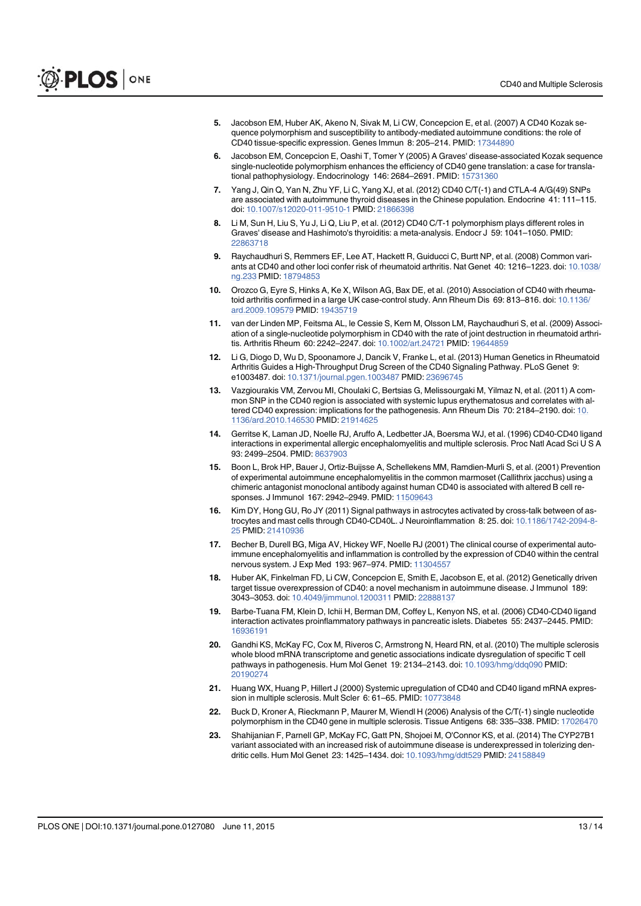5. Jacobson EM, Huber AK, Akeno N, Sivak M, Li CW, Concepcion E, et al. (2007) A CD40 Kozak sequence polymorphism and susceptibility to antibody-mediated autoimmune conditions: the role of CD40 tissue-specific expression. Genes Immun 8: 205–214. PMID: 17344890

6. Jacobson EM, Concepcion E, Oashi T, Tomer Y (2005) A Graves' disease-associated Kozak sequence single-nucleotide polymorphism enhances the efficiency of CD40 gene translation: a case for translational pathophysiology. Endocrinology 146: 2684–2691. PMID: 15731360

7. Yang J, Qin Q, Yan N, Zhu YF, Li C, Yang XJ, et al. (2012) CD40 C/T(-1) and CTLA-4 A/G(49) SNPs are associated with autoimmune thyroid diseases in the Chinese population. Endocrine 41: 111–115. doi: 10.1007/s12020-011-9510-1 PMID: 21866398

8. Li M, Sun H, Liu S, Yu J, Li Q, Liu P, et al. (2012) CD40 C/T-1 polymorphism plays different roles in Graves' disease and Hashimoto's thyroiditis: a meta-analysis. Endocr J 59: 1041–1050. PMID: 22863718

9. Raychaudhuri S, Remmers EF, Lee AT, Hackett R, Guiducci C, Burtt NP, et al. (2008) Common variants at CD40 and other loci confer risk of rheumatoid arthritis. Nat Genet 40: 1216–1223. doi: 10.1038/ng.233 PMID: 18794853

10. Orozco G, Eyre S, Hinks A, Ke X, Wilson AG, Bax DE, et al. (2010) Association of CD40 with rheumatoid arthritis confirmed in a large UK case-control study. Ann Rheum Dis 69: 813–816. doi: 10.1136/ard.2009.109579 PMID: 19435719

11. van der Linden MP, Feitsma AL, le Cessie S, Kern M, Olsson LM, Raychaudhuri S, et al. (2009) Association of a single-nucleotide polymorphism in CD40 with the rate of joint destruction in rheumatoid arthritis. Arthritis Rheum 60: 2242–2247. doi: 10.1002/art.24721 PMID: 19644859

12. Li G, Diogo D, Wu D, Spoonamore J, Dancik V, Franke L, et al. (2013) Human Genetics in Rheumatoid Arthritis Guides a High-Throughput Drug Screen of the CD40 Signaling Pathway. PLoS Genet 9: e1003487. doi: 10.1371/journal.pgen.1003487 PMID: 23696745

13. Vazgiourakis VM, Zervou MI, Choulaki C, Bertsias G, Melissourgaki M, Yilmaz N, et al. (2011) A common SNP in the CD40 region is associated with systemic lupus erythematosus and correlates with altered CD40 expression: implications for the pathogenesis. Ann Rheum Dis 70: 2184–2190. doi: 10.1136/ard.2010.146530 PMID: 21914625

14. Gerritse K, Laman JD, Noelle RJ, Aruffo A, Ledbetter JA, Boersma WJ, et al. (1996) CD40-CD40 ligand interactions in experimental allergic encephalomyelitis and multiple sclerosis. Proc Natl Acad Sci U S A 93: 2499–2504. PMID: 8637903

15. Boon L, Brok HP, Bauer J, Ortiz-Buijsse A, Schellekens MM, Ramdien-Murli S, et al. (2001) Prevention of experimental autoimmune encephalomyelitis in the common marmoset (Callithrix jacchus) using a chimeric antagonist monoclonal antibody against human CD40 is associated with altered B cell responses. J Immunol 167: 2942–2949. PMID: 11509643

16. Kim DY, Hong GU, Ro JY (2011) Signal pathways in astrocytes activated by cross-talk between of astrocytes and mast cells through CD40-CD40L. J Neuroinflammation 8: 25. doi: 10.1186/1742-2094-8-25 PMID: 21410936

17. Becher B, Durell BG, Miga AV, Hickey WF, Noelle RJ (2001) The clinical course of experimental autoimmune encephalomyelitis and inflammation is controlled by the expression of CD40 within the central nervous system. J Exp Med 193: 967–974. PMID: 11304557

18. Huber AK, Finkelman FD, Li CW, Concepcion E, Smith E, Jacobson E, et al. (2012) Genetically driven target tissue overexpression of CD40: a novel mechanism in autoimmune disease. J Immunol 189: 3043–3053. doi: 10.4049/jimmunol.1200311 PMID: 22888137

19. Barbe-Tuana FM, Klein D, Ichii H, Berman DM, Coffey L, Kenyon NS, et al. (2006) CD40-CD40 ligand interaction activates proinflammatory pathways in pancreatic islets. Diabetes 55: 2437–2445. PMID: 16936191

20. Gandhi KS, McKay FC, Cox M, Riveros C, Armstrong N, Heard RN, et al. (2010) The multiple sclerosis whole blood mRNA transcriptome and genetic associations indicate dysregulation of specific T cell pathways in pathogenesis. Hum Mol Genet 19: 2134–2143. doi: 10.1093/hmg/ddq090 PMID: 20190274

21. Huang WX, Huang P, Hillert J (2000) Systemic upregulation of CD40 and CD40 ligand mRNA expression in multiple sclerosis. Mult Scler 6: 61–65. PMID: 10773848

22. Buck D, Kroner A, Rieckmann P, Maurer M, Wiendl H (2006) Analysis of the C/T(-1) single nucleotide polymorphism in the CD40 gene in multiple sclerosis. Tissue Antigens 68: 335–338. PMID: 17026470

23. Shahijanian F, Parnell GP, McKay FC, Gatt PN, Shojoei M, O'Connor KS, et al. (2014) The CYP27B1 variant associated with an increased risk of autoimmune disease is underexpressed in tolerizing dendritic cells. Hum Mol Genet 23: 1425–1434. doi: 10.1093/hmg/ddt529 PMID: 24158849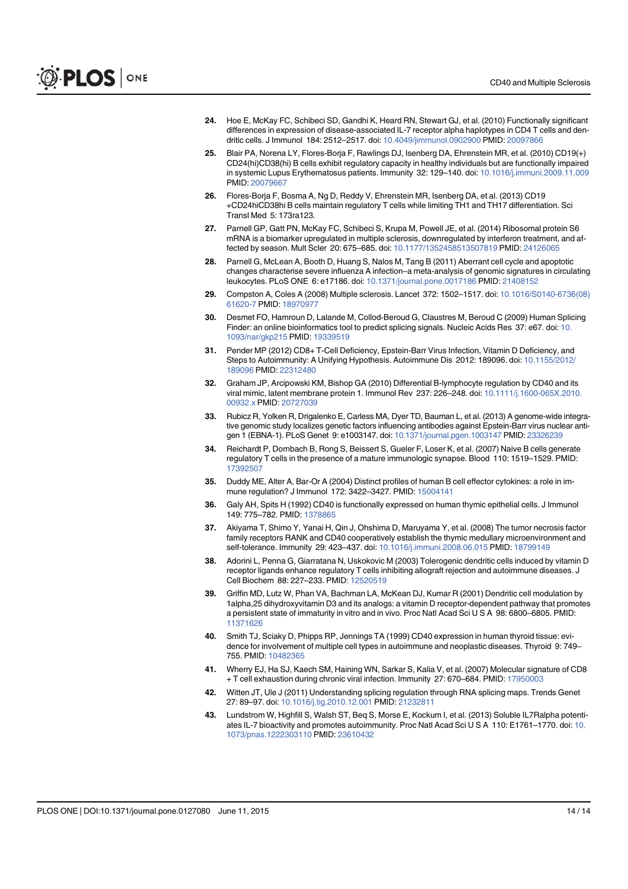24. Hoe E, McKay FC, Schibeci SD, Gandhi K, Heard RN, Stewart GJ, et al. (2010) Functionally significant differences in expression of disease-associated IL-7 receptor alpha haplotypes in CD4 T cells and dendritic cells. J Immunol 184: 2512–2517. doi: 10.4049/jimmunol.0902900 PMID: 20097866

25. Blair PA, Norena LY, Flores-Borja F, Rawlings DJ, Isenberg DA, Ehrenstein MR, et al. (2010) CD19(+) CD24(hi)CD38(hi) B cells exhibit regulatory capacity in healthy individuals but are functionally impaired in systemic Lupus Erythematosus patients. Immunity 32: 129–140. doi: 10.1016/j.immuni.2009.11.009 PMID: 20079667

26. Flores-Borja F, Bosma A, Ng D, Reddy V, Ehrenstein MR, Isenberg DA, et al. (2013) CD19 +CD24hiCD38hi B cells maintain regulatory T cells while limiting TH1 and TH17 differentiation. Sci Transl Med 5: 173ra123.

27. Parnell GP, Gatt PN, McKay FC, Schibeci S, Krupa M, Powell JE, et al. (2014) Ribosomal protein S6 mRNA is a biomarker upregulated in multiple sclerosis, downregulated by interferon treatment, and affected by season. Mult Scler 20: 675–685. doi: 10.1177/1352458513507819 PMID: 24126065

28. Parnell G, McLean A, Booth D, Huang S, Nalos M, Tang B (2011) Aberrant cell cycle and apoptotic changes characterise severe influenza A infection–a meta-analysis of genomic signatures in circulating leukocytes. PLoS ONE 6: e17186. doi: 10.1371/journal.pone.0017186 PMID: 21408152

29. Compston A, Coles A (2008) Multiple sclerosis. Lancet 372: 1502–1517. doi: 10.1016/S0140-6736(08)61620-7 PMID: 18970977

30. Desmet FO, Hamroun D, Lalande M, Collod-Beroud G, Claustres M, Beroud C (2009) Human Splicing Finder: an online bioinformatics tool to predict splicing signals. Nucleic Acids Res 37: e67. doi: 10.1093/nar/gkp215 PMID: 19339519

31. Pender MP (2012) CD8+ T-Cell Deficiency, Epstein-Barr Virus Infection, Vitamin D Deficiency, and Steps to Autoimmunity: A Unifying Hypothesis. Autoimmune Dis 2012: 189096. doi: 10.1155/2012/189096 PMID: 22312480

32. Graham JP, Arcipowski KM, Bishop GA (2010) Differential B-lymphocyte regulation by CD40 and its viral mimic, latent membrane protein 1. Immunol Rev 237: 226–248. doi: 10.1111/j.1600-065X.2010.00932.x PMID: 20727039

33. Rubicz R, Yolken R, Drigalenko E, Carless MA, Dyer TD, Bauman L, et al. (2013) A genome-wide integrative genomic study localizes genetic factors influencing antibodies against Epstein-Barr virus nuclear antigen 1 (EBNA-1). PLoS Genet 9: e1003147. doi: 10.1371/journal.pgen.1003147 PMID: 23326239

34. Reichardt P, Dornbach B, Rong S, Beissert S, Gueler F, Loser K, et al. (2007) Naive B cells generate regulatory T cells in the presence of a mature immunologic synapse. Blood 110: 1519–1529. PMID: 17392507

35. Duddy ME, Alter A, Bar-Or A (2004) Distinct profiles of human B cell effector cytokines: a role in immune regulation? J Immunol 172: 3422–3427. PMID: 15004141

36. Galy AH, Spits H (1992) CD40 is functionally expressed on human thymic epithelial cells. J Immunol 149: 775–782. PMID: 1378865

37. Akiyama T, Shimo Y, Yanai H, Qin J, Ohshima D, Maruyama Y, et al. (2008) The tumor necrosis factor family receptors RANK and CD40 cooperatively establish the thymic medullary microenvironment and self-tolerance. Immunity 29: 423–437. doi: 10.1016/j.immuni.2008.06.015 PMID: 18799149

38. Adorini L, Penna G, Giarratana N, Uskokovic M (2003) Tolerogenic dendritic cells induced by vitamin D receptor ligands enhance regulatory T cells inhibiting allograft rejection and autoimmune diseases. J Cell Biochem 88: 227–233. PMID: 12520519

39. Griffin MD, Lutz W, Phan VA, Bachman LA, McKean DJ, Kumar R (2001) Dendritic cell modulation by 1alpha,25 dihydroxyvitamin D3 and its analogs: a vitamin D receptor-dependent pathway that promotes a persistent state of immaturity in vitro and in vivo. Proc Natl Acad Sci U S A 98: 6800–6805. PMID: 11371626

40. Smith TJ, Sciaky D, Phipps RP, Jennings TA (1999) CD40 expression in human thyroid tissue: evidence for involvement of multiple cell types in autoimmune and neoplastic diseases. Thyroid 9: 749–755. PMID: 10482365

41. Wherry EJ, Ha SJ, Kaech SM, Haining WN, Sarkar S, Kalia V, et al. (2007) Molecular signature of CD8 + T cell exhaustion during chronic viral infection. Immunity 27: 670–684. PMID: 17950003

42. Witten JT, Ule J (2011) Understanding splicing regulation through RNA splicing maps. Trends Genet 27: 89–97. doi: 10.1016/j.tig.2010.12.001 PMID: 21232811

43. Lundstrom W, Highfill S, Walsh ST, Beq S, Morse E, Kockum I, et al. (2013) Soluble IL7Ralpha potentiates IL-7 bioactivity and promotes autoimmunity. Proc Natl Acad Sci U S A 110: E1761–1770. doi: 10.1073/pnas.1222303110 PMID: 23610432